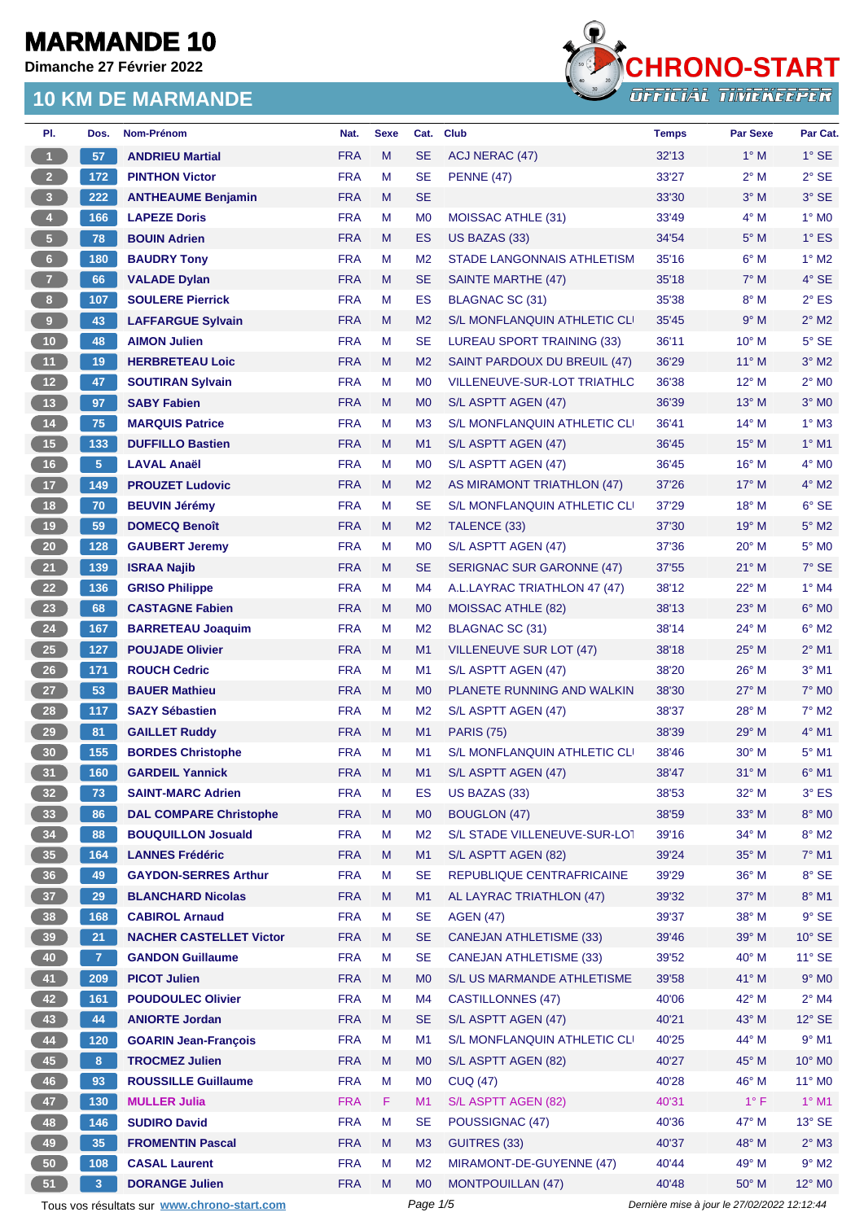# MARMANDE 10

Dimanche 27 Février 2022

## 10 KM DE MARMANDE

CHRONO-START
OFFICIAL TIMEKEEPER

| Pl. | Dos. | Nom-Prénom | Nat. | Sexe | Cat. | Club | Temps | Par Sexe | Par Cat. |
|---|---|---|---|---|---|---|---|---|---|
| 1 | 57 | **ANDRIEU Martial** | FRA | M | SE | ACJ NERAC (47) | 32'13 | 1° M | 1° SE |
| 2 | 172 | **PINTHON Victor** | FRA | M | SE | PENNE (47) | 33'27 | 2° M | 2° SE |
| 3 | 222 | **ANTHEAUME Benjamin** | FRA | M | SE | | 33'30 | 3° M | 3° SE |
| 4 | 166 | **LAPEZE Doris** | FRA | M | M0 | MOISSAC ATHLE (31) | 33'49 | 4° M | 1° M0 |
| 5 | 78 | **BOUIN Adrien** | FRA | M | ES | US BAZAS (33) | 34'54 | 5° M | 1° ES |
| 6 | 180 | **BAUDRY Tony** | FRA | M | M2 | STADE LANGONNAIS ATHLETISM | 35'16 | 6° M | 1° M2 |
| 7 | 66 | **VALADE Dylan** | FRA | M | SE | SAINTE MARTHE (47) | 35'18 | 7° M | 4° SE |
| 8 | 107 | **SOULERE Pierrick** | FRA | M | ES | BLAGNAC SC (31) | 35'38 | 8° M | 2° ES |
| 9 | 43 | **LAFFARGUE Sylvain** | FRA | M | M2 | S/L MONFLANQUIN ATHLETIC CLI | 35'45 | 9° M | 2° M2 |
| 10 | 48 | **AIMON Julien** | FRA | M | SE | LUREAU SPORT TRAINING (33) | 36'11 | 10° M | 5° SE |
| 11 | 19 | **HERBRETEAU Loic** | FRA | M | M2 | SAINT PARDOUX DU BREUIL (47) | 36'29 | 11° M | 3° M2 |
| 12 | 47 | **SOUTIRAN Sylvain** | FRA | M | M0 | VILLENEUVE-SUR-LOT TRIATHLO | 36'38 | 12° M | 2° M0 |
| 13 | 97 | **SABY Fabien** | FRA | M | M0 | S/L ASPTT AGEN (47) | 36'39 | 13° M | 3° M0 |
| 14 | 75 | **MARQUIS Patrice** | FRA | M | M3 | S/L MONFLANQUIN ATHLETIC CLI | 36'41 | 14° M | 1° M3 |
| 15 | 133 | **DUFFILLO Bastien** | FRA | M | M1 | S/L ASPTT AGEN (47) | 36'45 | 15° M | 1° M1 |
| 16 | 5 | **LAVAL Anaël** | FRA | M | M0 | S/L ASPTT AGEN (47) | 36'45 | 16° M | 4° M0 |
| 17 | 149 | **PROUZET Ludovic** | FRA | M | M2 | AS MIRAMONT TRIATHLON (47) | 37'26 | 17° M | 4° M2 |
| 18 | 70 | **BEUVIN Jérémy** | FRA | M | SE | S/L MONFLANQUIN ATHLETIC CLI | 37'29 | 18° M | 6° SE |
| 19 | 59 | **DOMECQ Benoît** | FRA | M | M2 | TALENCE (33) | 37'30 | 19° M | 5° M2 |
| 20 | 128 | **GAUBERT Jeremy** | FRA | M | M0 | S/L ASPTT AGEN (47) | 37'36 | 20° M | 5° M0 |
| 21 | 139 | **ISRAA Najib** | FRA | M | SE | SERIGNAC SUR GARONNE (47) | 37'55 | 21° M | 7° SE |
| 22 | 136 | **GRISO Philippe** | FRA | M | M4 | A.L.LAYRAC TRIATHLON 47 (47) | 38'12 | 22° M | 1° M4 |
| 23 | 68 | **CASTAGNE Fabien** | FRA | M | M0 | MOISSAC ATHLE (82) | 38'13 | 23° M | 6° M0 |
| 24 | 167 | **BARRETEAU Joaquim** | FRA | M | M2 | BLAGNAC SC (31) | 38'14 | 24° M | 6° M2 |
| 25 | 127 | **POUJADE Olivier** | FRA | M | M1 | VILLENEUVE SUR LOT (47) | 38'18 | 25° M | 2° M1 |
| 26 | 171 | **ROUCH Cedric** | FRA | M | M1 | S/L ASPTT AGEN (47) | 38'20 | 26° M | 3° M1 |
| 27 | 53 | **BAUER Mathieu** | FRA | M | M0 | PLANETE RUNNING AND WALKIN | 38'30 | 27° M | 7° M0 |
| 28 | 117 | **SAZY Sébastien** | FRA | M | M2 | S/L ASPTT AGEN (47) | 38'37 | 28° M | 7° M2 |
| 29 | 81 | **GAILLET Ruddy** | FRA | M | M1 | PARIS (75) | 38'39 | 29° M | 4° M1 |
| 30 | 155 | **BORDES Christophe** | FRA | M | M1 | S/L MONFLANQUIN ATHLETIC CLI | 38'46 | 30° M | 5° M1 |
| 31 | 160 | **GARDEIL Yannick** | FRA | M | M1 | S/L ASPTT AGEN (47) | 38'47 | 31° M | 6° M1 |
| 32 | 73 | **SAINT-MARC Adrien** | FRA | M | ES | US BAZAS (33) | 38'53 | 32° M | 3° ES |
| 33 | 86 | **DAL COMPARE Christophe** | FRA | M | M0 | BOUGLON (47) | 38'59 | 33° M | 8° M0 |
| 34 | 88 | **BOUQUILLON Josuald** | FRA | M | M2 | S/L STADE VILLENEUVE-SUR-LOT | 39'16 | 34° M | 8° M2 |
| 35 | 164 | **LANNES Frédéric** | FRA | M | M1 | S/L ASPTT AGEN (82) | 39'24 | 35° M | 7° M1 |
| 36 | 49 | **GAYDON-SERRES Arthur** | FRA | M | SE | REPUBLIQUE CENTRAFRICAINE | 39'29 | 36° M | 8° SE |
| 37 | 29 | **BLANCHARD Nicolas** | FRA | M | M1 | AL LAYRAC TRIATHLON (47) | 39'32 | 37° M | 8° M1 |
| 38 | 168 | **CABIROL Arnaud** | FRA | M | SE | AGEN (47) | 39'37 | 38° M | 9° SE |
| 39 | 21 | **NACHER CASTELLET Victor** | FRA | M | SE | CANEJAN ATHLETISME (33) | 39'46 | 39° M | 10° SE |
| 40 | 7 | **GANDON Guillaume** | FRA | M | SE | CANEJAN ATHLETISME (33) | 39'52 | 40° M | 11° SE |
| 41 | 209 | **PICOT Julien** | FRA | M | M0 | S/L US MARMANDE ATHLETISME | 39'58 | 41° M | 9° M0 |
| 42 | 161 | **POUDOULEC Olivier** | FRA | M | M4 | CASTILLONNES (47) | 40'06 | 42° M | 2° M4 |
| 43 | 44 | **ANIORTE Jordan** | FRA | M | SE | S/L ASPTT AGEN (47) | 40'21 | 43° M | 12° SE |
| 44 | 120 | **GOARIN Jean-François** | FRA | M | M1 | S/L MONFLANQUIN ATHLETIC CLI | 40'25 | 44° M | 9° M1 |
| 45 | 8 | **TROCMEZ Julien** | FRA | M | M0 | S/L ASPTT AGEN (82) | 40'27 | 45° M | 10° M0 |
| 46 | 93 | **ROUSSILLE Guillaume** | FRA | M | M0 | CUQ (47) | 40'28 | 46° M | 11° M0 |
| 47 | 130 | **MULLER Julia** | FRA | F | M1 | S/L ASPTT AGEN (82) | 40'31 | 1° F | 1° M1 |
| 48 | 146 | **SUDIRO David** | FRA | M | SE | POUSSIGNAC (47) | 40'36 | 47° M | 13° SE |
| 49 | 35 | **FROMENTIN Pascal** | FRA | M | M3 | GUITRES (33) | 40'37 | 48° M | 2° M3 |
| 50 | 108 | **CASAL Laurent** | FRA | M | M2 | MIRAMONT-DE-GUYENNE (47) | 40'44 | 49° M | 9° M2 |
| 51 | 3 | **DORANGE Julien** | FRA | M | M0 | MONTPOUILLAN (47) | 40'48 | 50° M | 12° M0 |

Tous vos résultats sur www.chrono-start.com

Dernière mise à jour le 27/02/2022 12:12:44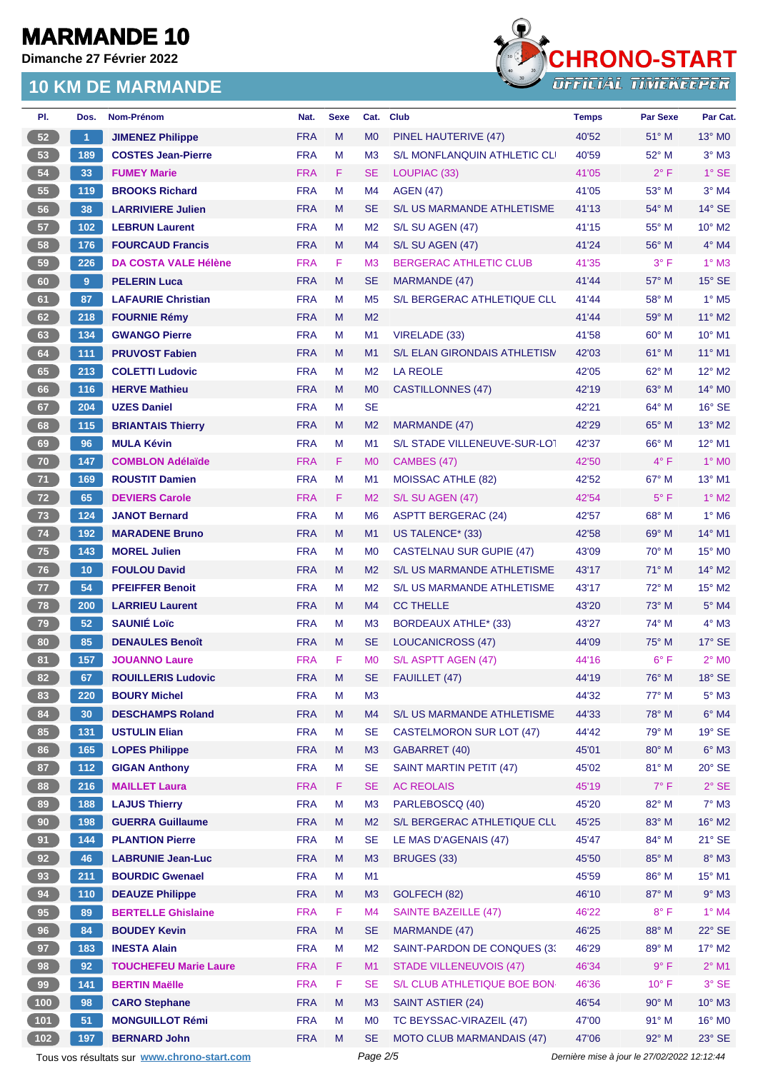# MARMANDE 10

**Dimanche 27 Février 2022**

## 10 KM DE MARMANDE

| Pl. | Dos. | Nom-Prénom | Nat. | Sexe | Cat. | Club | Temps | Par Sexe | Par Cat. |
|---|---|---|---|---|---|---|---|---|---|
| 52 | 1 | JIMENEZ Philippe | FRA | M | M0 | PINEL HAUTERIVE (47) | 40'52 | 51° M | 13° M0 |
| 53 | 189 | COSTES Jean-Pierre | FRA | M | M3 | S/L MONFLANQUIN ATHLETIC CLI | 40'59 | 52° M | 3° M3 |
| 54 | 33 | FUMEY Marie | FRA | F | SE | LOUPIAC (33) | 41'05 | 2° F | 1° SE |
| 55 | 119 | BROOKS Richard | FRA | M | M4 | AGEN (47) | 41'05 | 53° M | 3° M4 |
| 56 | 38 | LARRIVIERE Julien | FRA | M | SE | S/L US MARMANDE ATHLETISME | 41'13 | 54° M | 14° SE |
| 57 | 102 | LEBRUN Laurent | FRA | M | M2 | S/L SU AGEN (47) | 41'15 | 55° M | 10° M2 |
| 58 | 176 | FOURCAUD Francis | FRA | M | M4 | S/L SU AGEN (47) | 41'24 | 56° M | 4° M4 |
| 59 | 226 | DA COSTA VALE Hélène | FRA | F | M3 | BERGERAC ATHLETIC CLUB | 41'35 | 3° F | 1° M3 |
| 60 | 9 | PELERIN Luca | FRA | M | SE | MARMANDE (47) | 41'44 | 57° M | 15° SE |
| 61 | 87 | LAFAURIE Christian | FRA | M | M5 | S/L BERGERAC ATHLETIQUE CLU | 41'44 | 58° M | 1° M5 |
| 62 | 218 | FOURNIE Rémy | FRA | M | M2 | | 41'44 | 59° M | 11° M2 |
| 63 | 134 | GWANGO Pierre | FRA | M | M1 | VIRELADE (33) | 41'58 | 60° M | 10° M1 |
| 64 | 111 | PRUVOST Fabien | FRA | M | M1 | S/L ELAN GIRONDAIS ATHLETISN | 42'03 | 61° M | 11° M1 |
| 65 | 213 | COLETTI Ludovic | FRA | M | M2 | LA REOLE | 42'05 | 62° M | 12° M2 |
| 66 | 116 | HERVE Mathieu | FRA | M | M0 | CASTILLONNES (47) | 42'19 | 63° M | 14° M0 |
| 67 | 204 | UZES Daniel | FRA | M | SE | | 42'21 | 64° M | 16° SE |
| 68 | 115 | BRIANTAIS Thierry | FRA | M | M2 | MARMANDE (47) | 42'29 | 65° M | 13° M2 |
| 69 | 96 | MULA Kévin | FRA | M | M1 | S/L STADE VILLENEUVE-SUR-LOT | 42'37 | 66° M | 12° M1 |
| 70 | 147 | COMBLON Adélaïde | FRA | F | M0 | CAMBES (47) | 42'50 | 4° F | 1° M0 |
| 71 | 169 | ROUSTIT Damien | FRA | M | M1 | MOISSAC ATHLE (82) | 42'52 | 67° M | 13° M1 |
| 72 | 65 | DEVIERS Carole | FRA | F | M2 | S/L SU AGEN (47) | 42'54 | 5° F | 1° M2 |
| 73 | 124 | JANOT Bernard | FRA | M | M6 | ASPTT BERGERAC (24) | 42'57 | 68° M | 1° M6 |
| 74 | 192 | MARADENE Bruno | FRA | M | M1 | US TALENCE* (33) | 42'58 | 69° M | 14° M1 |
| 75 | 143 | MOREL Julien | FRA | M | M0 | CASTELNAU SUR GUPIE (47) | 43'09 | 70° M | 15° M0 |
| 76 | 10 | FOULOU David | FRA | M | M2 | S/L US MARMANDE ATHLETISME | 43'17 | 71° M | 14° M2 |
| 77 | 54 | PFEIFFER Benoit | FRA | M | M2 | S/L US MARMANDE ATHLETISME | 43'17 | 72° M | 15° M2 |
| 78 | 200 | LARRIEU Laurent | FRA | M | M4 | CC THELLE | 43'20 | 73° M | 5° M4 |
| 79 | 52 | SAUNIÉ Loïc | FRA | M | M3 | BORDEAUX ATHLE* (33) | 43'27 | 74° M | 4° M3 |
| 80 | 85 | DENAULES Benoît | FRA | M | SE | LOUCANICROSS (47) | 44'09 | 75° M | 17° SE |
| 81 | 157 | JOUANNO Laure | FRA | F | M0 | S/L ASPTT AGEN (47) | 44'16 | 6° F | 2° M0 |
| 82 | 67 | ROUILLERIS Ludovic | FRA | M | SE | FAUILLET (47) | 44'19 | 76° M | 18° SE |
| 83 | 220 | BOURY Michel | FRA | M | M3 | | 44'32 | 77° M | 5° M3 |
| 84 | 30 | DESCHAMPS Roland | FRA | M | M4 | S/L US MARMANDE ATHLETISME | 44'33 | 78° M | 6° M4 |
| 85 | 131 | USTULIN Elian | FRA | M | SE | CASTELMORON SUR LOT (47) | 44'42 | 79° M | 19° SE |
| 86 | 165 | LOPES Philippe | FRA | M | M3 | GABARRET (40) | 45'01 | 80° M | 6° M3 |
| 87 | 112 | GIGAN Anthony | FRA | M | SE | SAINT MARTIN PETIT (47) | 45'02 | 81° M | 20° SE |
| 88 | 216 | MAILLET Laura | FRA | F | SE | AC REOLAIS | 45'19 | 7° F | 2° SE |
| 89 | 188 | LAJUS Thierry | FRA | M | M3 | PARLEBOSCQ (40) | 45'20 | 82° M | 7° M3 |
| 90 | 198 | GUERRA Guillaume | FRA | M | M2 | S/L BERGERAC ATHLETIQUE CLU | 45'25 | 83° M | 16° M2 |
| 91 | 144 | PLANTION Pierre | FRA | M | SE | LE MAS D'AGENAIS (47) | 45'47 | 84° M | 21° SE |
| 92 | 46 | LABRUNIE Jean-Luc | FRA | M | M3 | BRUGES (33) | 45'50 | 85° M | 8° M3 |
| 93 | 211 | BOURDIC Gwenael | FRA | M | M1 | | 45'59 | 86° M | 15° M1 |
| 94 | 110 | DEAUZE Philippe | FRA | M | M3 | GOLFECH (82) | 46'10 | 87° M | 9° M3 |
| 95 | 89 | BERTELLE Ghislaine | FRA | F | M4 | SAINTE BAZEILLE (47) | 46'22 | 8° F | 1° M4 |
| 96 | 84 | BOUDEY Kevin | FRA | M | SE | MARMANDE (47) | 46'25 | 88° M | 22° SE |
| 97 | 183 | INESTA Alain | FRA | M | M2 | SAINT-PARDON DE CONQUES (3: | 46'29 | 89° M | 17° M2 |
| 98 | 92 | TOUCHEFEU Marie Laure | FRA | F | M1 | STADE VILLENEUVOIS (47) | 46'34 | 9° F | 2° M1 |
| 99 | 141 | BERTIN Maëlle | FRA | F | SE | S/L CLUB ATHLETIQUE BOE BON | 46'36 | 10° F | 3° SE |
| 100 | 98 | CARO Stephane | FRA | M | M3 | SAINT ASTIER (24) | 46'54 | 90° M | 10° M3 |
| 101 | 51 | MONGUILLOT Rémi | FRA | M | M0 | TC BEYSSAC-VIRAZEIL (47) | 47'00 | 91° M | 16° M0 |
| 102 | 197 | BERNARD John | FRA | M | SE | MOTO CLUB MARMANDAIS (47) | 47'06 | 92° M | 23° SE |

Tous vos résultats sur www.chrono-start.com

Dernière mise à jour le 27/02/2022 12:12:44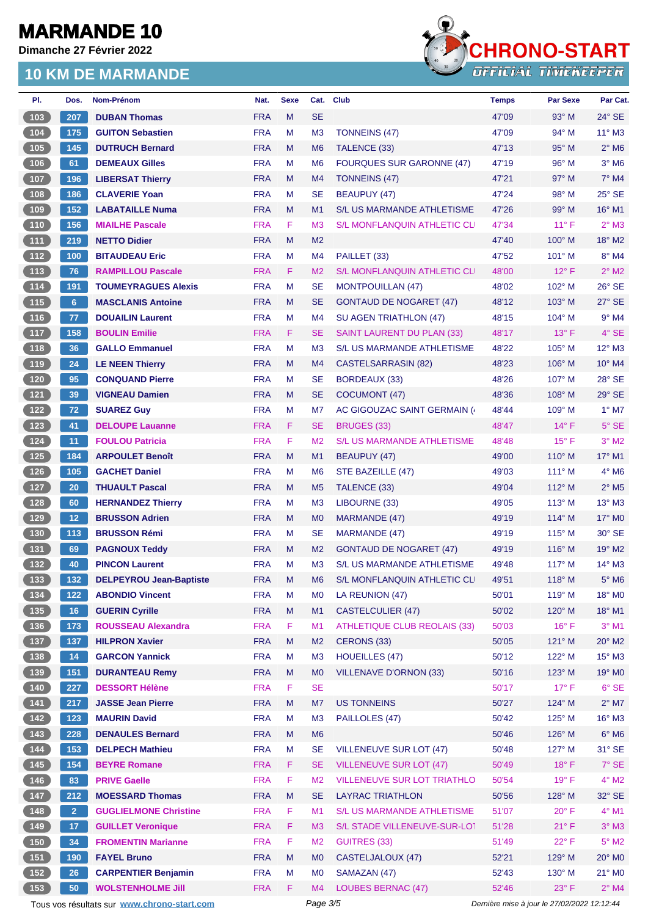# MARMANDE 10

**Dimanche 27 Février 2022**

## 10 KM DE MARMANDE

CHRONO-START OFFICIAL TIMEKEEPER

| Pl. | Dos. | Nom-Prénom | Nat. | Sexe | Cat. | Club | Temps | Par Sexe | Par Cat. |
|---|---|---|---|---|---|---|---|---|---|
| 103 | 207 | DUBAN Thomas | FRA | M | SE | | 47'09 | 93° M | 24° SE |
| 104 | 175 | GUITON Sebastien | FRA | M | M3 | TONNEINS (47) | 47'09 | 94° M | 11° M3 |
| 105 | 145 | DUTRUCH Bernard | FRA | M | M6 | TALENCE (33) | 47'13 | 95° M | 2° M6 |
| 106 | 61 | DEMEAUX Gilles | FRA | M | M6 | FOURQUES SUR GARONNE (47) | 47'19 | 96° M | 3° M6 |
| 107 | 196 | LIBERSAT Thierry | FRA | M | M4 | TONNEINS (47) | 47'21 | 97° M | 7° M4 |
| 108 | 186 | CLAVERIE Yoan | FRA | M | SE | BEAUPUY (47) | 47'24 | 98° M | 25° SE |
| 109 | 152 | LABATAILLE Numa | FRA | M | M1 | S/L US MARMANDE ATHLETISME | 47'26 | 99° M | 16° M1 |
| 110 | 156 | MIAILHE Pascale | FRA | F | M3 | S/L MONFLANQUIN ATHLETIC CL | 47'34 | 11° F | 2° M3 |
| 111 | 219 | NETTO Didier | FRA | M | M2 | | 47'40 | 100° M | 18° M2 |
| 112 | 100 | BITAUDEAU Eric | FRA | M | M4 | PAILLET (33) | 47'52 | 101° M | 8° M4 |
| 113 | 76 | RAMPILLOU Pascale | FRA | F | M2 | S/L MONFLANQUIN ATHLETIC CL | 48'00 | 12° F | 2° M2 |
| 114 | 191 | TOUMEYRAGUES Alexis | FRA | M | SE | MONTPOUILLAN (47) | 48'02 | 102° M | 26° SE |
| 115 | 6 | MASCLANIS Antoine | FRA | M | SE | GONTAUD DE NOGARET (47) | 48'12 | 103° M | 27° SE |
| 116 | 77 | DOUAILIN Laurent | FRA | M | M4 | SU AGEN TRIATHLON (47) | 48'15 | 104° M | 9° M4 |
| 117 | 158 | BOULIN Emilie | FRA | F | SE | SAINT LAURENT DU PLAN (33) | 48'17 | 13° F | 4° SE |
| 118 | 36 | GALLO Emmanuel | FRA | M | M3 | S/L US MARMANDE ATHLETISME | 48'22 | 105° M | 12° M3 |
| 119 | 24 | LE NEEN Thierry | FRA | M | M4 | CASTELSARRASIN (82) | 48'23 | 106° M | 10° M4 |
| 120 | 95 | CONQUAND Pierre | FRA | M | SE | BORDEAUX (33) | 48'26 | 107° M | 28° SE |
| 121 | 39 | VIGNEAU Damien | FRA | M | SE | COCUMONT (47) | 48'36 | 108° M | 29° SE |
| 122 | 72 | SUAREZ Guy | FRA | M | M7 | AC GIGOUZAC SAINT GERMAIN (4 | 48'44 | 109° M | 1° M7 |
| 123 | 41 | DELOUPE Lauanne | FRA | F | SE | BRUGES (33) | 48'47 | 14° F | 5° SE |
| 124 | 11 | FOULOU Patricia | FRA | F | M2 | S/L US MARMANDE ATHLETISME | 48'48 | 15° F | 3° M2 |
| 125 | 184 | ARPOULET Benoît | FRA | M | M1 | BEAUPUY (47) | 49'00 | 110° M | 17° M1 |
| 126 | 105 | GACHET Daniel | FRA | M | M6 | STE BAZEILLE (47) | 49'03 | 111° M | 4° M6 |
| 127 | 20 | THUAULT Pascal | FRA | M | M5 | TALENCE (33) | 49'04 | 112° M | 2° M5 |
| 128 | 60 | HERNANDEZ Thierry | FRA | M | M3 | LIBOURNE (33) | 49'05 | 113° M | 13° M3 |
| 129 | 12 | BRUSSON Adrien | FRA | M | M0 | MARMANDE (47) | 49'19 | 114° M | 17° M0 |
| 130 | 113 | BRUSSON Rémi | FRA | M | SE | MARMANDE (47) | 49'19 | 115° M | 30° SE |
| 131 | 69 | PAGNOUX Teddy | FRA | M | M2 | GONTAUD DE NOGARET (47) | 49'19 | 116° M | 19° M2 |
| 132 | 40 | PINCON Laurent | FRA | M | M3 | S/L US MARMANDE ATHLETISME | 49'48 | 117° M | 14° M3 |
| 133 | 132 | DELPEYROU Jean-Baptiste | FRA | M | M6 | S/L MONFLANQUIN ATHLETIC CL | 49'51 | 118° M | 5° M6 |
| 134 | 122 | ABONDIO Vincent | FRA | M | M0 | LA REUNION (47) | 50'01 | 119° M | 18° M0 |
| 135 | 16 | GUERIN Cyrille | FRA | M | M1 | CASTELCULIER (47) | 50'02 | 120° M | 18° M1 |
| 136 | 173 | ROUSSEAU Alexandra | FRA | F | M1 | ATHLETIQUE CLUB REOLAIS (33) | 50'03 | 16° F | 3° M1 |
| 137 | 137 | HILPRON Xavier | FRA | M | M2 | CERONS (33) | 50'05 | 121° M | 20° M2 |
| 138 | 14 | GARCON Yannick | FRA | M | M3 | HOUEILLES (47) | 50'12 | 122° M | 15° M3 |
| 139 | 151 | DURANTEAU Remy | FRA | M | M0 | VILLENAVE D'ORNON (33) | 50'16 | 123° M | 19° M0 |
| 140 | 227 | DESSORT Hélène | FRA | F | SE | | 50'17 | 17° F | 6° SE |
| 141 | 217 | JASSE Jean Pierre | FRA | M | M7 | US TONNEINS | 50'27 | 124° M | 2° M7 |
| 142 | 123 | MAURIN David | FRA | M | M3 | PAILLOLES (47) | 50'42 | 125° M | 16° M3 |
| 143 | 228 | DENAULES Bernard | FRA | M | M6 | | 50'46 | 126° M | 6° M6 |
| 144 | 153 | DELPECH Mathieu | FRA | M | SE | VILLENEUVE SUR LOT (47) | 50'48 | 127° M | 31° SE |
| 145 | 154 | BEYRE Romane | FRA | F | SE | VILLENEUVE SUR LOT (47) | 50'49 | 18° F | 7° SE |
| 146 | 83 | PRIVE Gaelle | FRA | F | M2 | VILLENEUVE SUR LOT TRIATHLO | 50'54 | 19° F | 4° M2 |
| 147 | 212 | MOESSARD Thomas | FRA | M | SE | LAYRAC TRIATHLON | 50'56 | 128° M | 32° SE |
| 148 | 2 | GUGLIELMONE Christine | FRA | F | M1 | S/L US MARMANDE ATHLETISME | 51'07 | 20° F | 4° M1 |
| 149 | 17 | GUILLET Veronique | FRA | F | M3 | S/L STADE VILLENEUVE-SUR-LOT | 51'28 | 21° F | 3° M3 |
| 150 | 34 | FROMENTIN Marianne | FRA | F | M2 | GUITRES (33) | 51'49 | 22° F | 5° M2 |
| 151 | 190 | FAYEL Bruno | FRA | M | M0 | CASTELJALOUX (47) | 52'21 | 129° M | 20° M0 |
| 152 | 26 | CARPENTIER Benjamin | FRA | M | M0 | SAMAZAN (47) | 52'43 | 130° M | 21° M0 |
| 153 | 50 | WOLSTENHOLME Jill | FRA | F | M4 | LOUBES BERNAC (47) | 52'46 | 23° F | 2° M4 |

Tous vos résultats sur www.chrono-start.com

*Dernière mise à jour le 27/02/2022 12:12:44*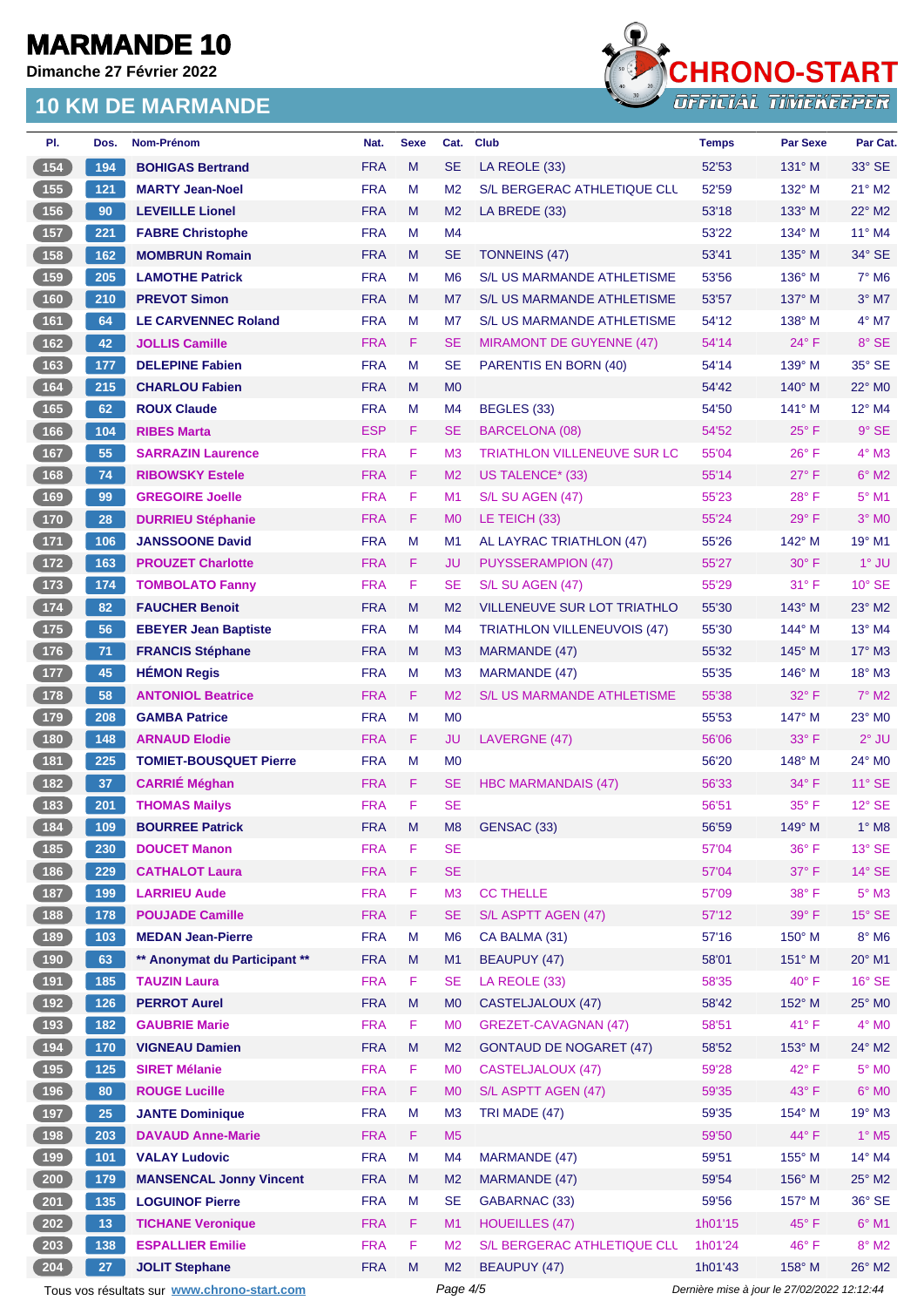# MARMANDE 10

**Dimanche 27 Février 2022**

## 10 KM DE MARMANDE

| Pl. | Dos. | Nom-Prénom | Nat. | Sexe | Cat. | Club | Temps | Par Sexe | Par Cat. |
|---|---|---|---|---|---|---|---|---|---|
| 154 | 194 | BOHIGAS Bertrand | FRA | M | SE | LA REOLE (33) | 52'53 | 131° M | 33° SE |
| 155 | 121 | MARTY Jean-Noel | FRA | M | M2 | S/L BERGERAC ATHLETIQUE CLU | 52'59 | 132° M | 21° M2 |
| 156 | 90 | LEVEILLE Lionel | FRA | M | M2 | LA BREDE (33) | 53'18 | 133° M | 22° M2 |
| 157 | 221 | FABRE Christophe | FRA | M | M4 | | 53'22 | 134° M | 11° M4 |
| 158 | 162 | MOMBRUN Romain | FRA | M | SE | TONNEINS (47) | 53'41 | 135° M | 34° SE |
| 159 | 205 | LAMOTHE Patrick | FRA | M | M6 | S/L US MARMANDE ATHLETISME | 53'56 | 136° M | 7° M6 |
| 160 | 210 | PREVOT Simon | FRA | M | M7 | S/L US MARMANDE ATHLETISME | 53'57 | 137° M | 3° M7 |
| 161 | 64 | LE CARVENNEC Roland | FRA | M | M7 | S/L US MARMANDE ATHLETISME | 54'12 | 138° M | 4° M7 |
| 162 | 42 | JOLLIS Camille | FRA | F | SE | MIRAMONT DE GUYENNE (47) | 54'14 | 24° F | 8° SE |
| 163 | 177 | DELEPINE Fabien | FRA | M | SE | PARENTIS EN BORN (40) | 54'14 | 139° M | 35° SE |
| 164 | 215 | CHARLOU Fabien | FRA | M | M0 | | 54'42 | 140° M | 22° M0 |
| 165 | 62 | ROUX Claude | FRA | M | M4 | BEGLES (33) | 54'50 | 141° M | 12° M4 |
| 166 | 104 | RIBES Marta | ESP | F | SE | BARCELONA (08) | 54'52 | 25° F | 9° SE |
| 167 | 55 | SARRAZIN Laurence | FRA | F | M3 | TRIATHLON VILLENEUVE SUR LC | 55'04 | 26° F | 4° M3 |
| 168 | 74 | RIBOWSKY Estele | FRA | F | M2 | US TALENCE* (33) | 55'14 | 27° F | 6° M2 |
| 169 | 99 | GREGOIRE Joelle | FRA | F | M1 | S/L SU AGEN (47) | 55'23 | 28° F | 5° M1 |
| 170 | 28 | DURRIEU Stéphanie | FRA | F | M0 | LE TEICH (33) | 55'24 | 29° F | 3° M0 |
| 171 | 106 | JANSSOONE David | FRA | M | M1 | AL LAYRAC TRIATHLON (47) | 55'26 | 142° M | 19° M1 |
| 172 | 163 | PROUZET Charlotte | FRA | F | JU | PUYSSERAMPION (47) | 55'27 | 30° F | 1° JU |
| 173 | 174 | TOMBOLATO Fanny | FRA | F | SE | S/L SU AGEN (47) | 55'29 | 31° F | 10° SE |
| 174 | 82 | FAUCHER Benoit | FRA | M | M2 | VILLENEUVE SUR LOT TRIATHLO | 55'30 | 143° M | 23° M2 |
| 175 | 56 | EBEYER Jean Baptiste | FRA | M | M4 | TRIATHLON VILLENEUVOIS (47) | 55'30 | 144° M | 13° M4 |
| 176 | 71 | FRANCIS Stéphane | FRA | M | M3 | MARMANDE (47) | 55'32 | 145° M | 17° M3 |
| 177 | 45 | HÉMON Regis | FRA | M | M3 | MARMANDE (47) | 55'35 | 146° M | 18° M3 |
| 178 | 58 | ANTONIOL Beatrice | FRA | F | M2 | S/L US MARMANDE ATHLETISME | 55'38 | 32° F | 7° M2 |
| 179 | 208 | GAMBA Patrice | FRA | M | M0 | | 55'53 | 147° M | 23° M0 |
| 180 | 148 | ARNAUD Elodie | FRA | F | JU | LAVERGNE (47) | 56'06 | 33° F | 2° JU |
| 181 | 225 | TOMIET-BOUSQUET Pierre | FRA | M | M0 | | 56'20 | 148° M | 24° M0 |
| 182 | 37 | CARRIÉ Méghan | FRA | F | SE | HBC MARMANDAIS (47) | 56'33 | 34° F | 11° SE |
| 183 | 201 | THOMAS Mailys | FRA | F | SE | | 56'51 | 35° F | 12° SE |
| 184 | 109 | BOURREE Patrick | FRA | M | M8 | GENSAC (33) | 56'59 | 149° M | 1° M8 |
| 185 | 230 | DOUCET Manon | FRA | F | SE | | 57'04 | 36° F | 13° SE |
| 186 | 229 | CATHALOT Laura | FRA | F | SE | | 57'04 | 37° F | 14° SE |
| 187 | 199 | LARRIEU Aude | FRA | F | M3 | CC THELLE | 57'09 | 38° F | 5° M3 |
| 188 | 178 | POUJADE Camille | FRA | F | SE | S/L ASPTT AGEN (47) | 57'12 | 39° F | 15° SE |
| 189 | 103 | MEDAN Jean-Pierre | FRA | M | M6 | CA BALMA (31) | 57'16 | 150° M | 8° M6 |
| 190 | 63 | ** Anonymat du Participant ** | FRA | M | M1 | BEAUPUY (47) | 58'01 | 151° M | 20° M1 |
| 191 | 185 | TAUZIN Laura | FRA | F | SE | LA REOLE (33) | 58'35 | 40° F | 16° SE |
| 192 | 126 | PERROT Aurel | FRA | M | M0 | CASTELJALOUX (47) | 58'42 | 152° M | 25° M0 |
| 193 | 182 | GAUBRIE Marie | FRA | F | M0 | GREZET-CAVAGNAN (47) | 58'51 | 41° F | 4° M0 |
| 194 | 170 | VIGNEAU Damien | FRA | M | M2 | GONTAUD DE NOGARET (47) | 58'52 | 153° M | 24° M2 |
| 195 | 125 | SIRET Mélanie | FRA | F | M0 | CASTELJALOUX (47) | 59'28 | 42° F | 5° M0 |
| 196 | 80 | ROUGE Lucille | FRA | F | M0 | S/L ASPTT AGEN (47) | 59'35 | 43° F | 6° M0 |
| 197 | 25 | JANTE Dominique | FRA | M | M3 | TRI MADE (47) | 59'35 | 154° M | 19° M3 |
| 198 | 203 | DAVAUD Anne-Marie | FRA | F | M5 | | 59'50 | 44° F | 1° M5 |
| 199 | 101 | VALAY Ludovic | FRA | M | M4 | MARMANDE (47) | 59'51 | 155° M | 14° M4 |
| 200 | 179 | MANSENCAL Jonny Vincent | FRA | M | M2 | MARMANDE (47) | 59'54 | 156° M | 25° M2 |
| 201 | 135 | LOGUINOF Pierre | FRA | M | SE | GABARNAC (33) | 59'56 | 157° M | 36° SE |
| 202 | 13 | TICHANE Veronique | FRA | F | M1 | HOUEILLES (47) | 1h01'15 | 45° F | 6° M1 |
| 203 | 138 | ESPALLIER Emilie | FRA | F | M2 | S/L BERGERAC ATHLETIQUE CLU | 1h01'24 | 46° F | 8° M2 |
| 204 | 27 | JOLIT Stephane | FRA | M | M2 | BEAUPUY (47) | 1h01'43 | 158° M | 26° M2 |

Tous vos résultats sur www.chrono-start.com — Dernière mise à jour le 27/02/2022 12:12:44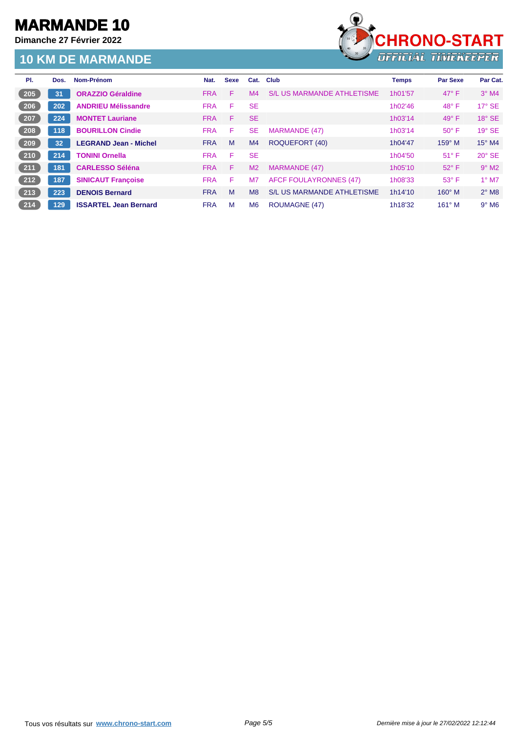# MARMANDE 10

**Dimanche 27 Février 2022**

## 10 KM DE MARMANDE

CHRONO-START
OFFICIAL TIMEKEEPER

| Pl. | Dos. | Nom-Prénom | Nat. | Sexe | Cat. | Club | Temps | Par Sexe | Par Cat. |
|---|---|---|---|---|---|---|---|---|---|
| 205 | 31 | **ORAZZIO Géraldine** | FRA | F | M4 | S/L US MARMANDE ATHLETISME | 1h01'57 | 47° F | 3° M4 |
| 206 | 202 | **ANDRIEU Mélissandre** | FRA | F | SE | | 1h02'46 | 48° F | 17° SE |
| 207 | 224 | **MONTET Lauriane** | FRA | F | SE | | 1h03'14 | 49° F | 18° SE |
| 208 | 118 | **BOURILLON Cindie** | FRA | F | SE | MARMANDE (47) | 1h03'14 | 50° F | 19° SE |
| 209 | 32 | **LEGRAND Jean - Michel** | FRA | M | M4 | ROQUEFORT (40) | 1h04'47 | 159° M | 15° M4 |
| 210 | 214 | **TONINI Ornella** | FRA | F | SE | | 1h04'50 | 51° F | 20° SE |
| 211 | 181 | **CARLESSO Séléna** | FRA | F | M2 | MARMANDE (47) | 1h05'10 | 52° F | 9° M2 |
| 212 | 187 | **SINICAUT Françoise** | FRA | F | M7 | AFCF FOULAYRONNES (47) | 1h08'33 | 53° F | 1° M7 |
| 213 | 223 | **DENOIS Bernard** | FRA | M | M8 | S/L US MARMANDE ATHLETISME | 1h14'10 | 160° M | 2° M8 |
| 214 | 129 | **ISSARTEL Jean Bernard** | FRA | M | M6 | ROUMAGNE (47) | 1h18'32 | 161° M | 9° M6 |

Tous vos résultats sur www.chrono-start.com

*Dernière mise à jour le 27/02/2022 12:12:44*